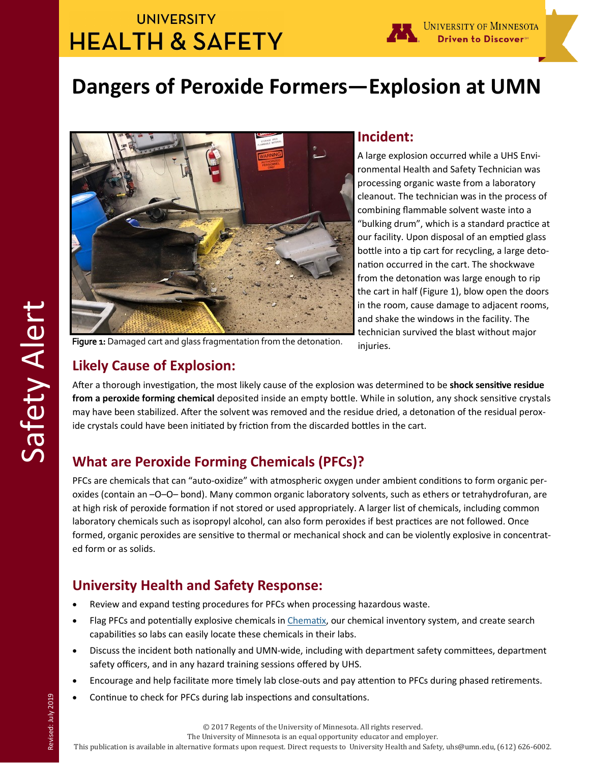UNIVERSITY
HEALTH & SAFETY

University of Minnesota
Driven to Discover

# Dangers of Peroxide Formers—Explosion at UMN

Figure 1: Damaged cart and glass fragmentation from the detonation.

## Incident:

A large explosion occurred while a UHS Environmental Health and Safety Technician was processing organic waste from a laboratory cleanout. The technician was in the process of combining flammable solvent waste into a "bulking drum", which is a standard practice at our facility. Upon disposal of an emptied glass bottle into a tip cart for recycling, a large detonation occurred in the cart. The shockwave from the detonation was large enough to rip the cart in half (Figure 1), blow open the doors in the room, cause damage to adjacent rooms, and shake the windows in the facility. The technician survived the blast without major injuries.

## Likely Cause of Explosion:

After a thorough investigation, the most likely cause of the explosion was determined to be **shock sensitive residue from a peroxide forming chemical** deposited inside an empty bottle. While in solution, any shock sensitive crystals may have been stabilized. After the solvent was removed and the residue dried, a detonation of the residual peroxide crystals could have been initiated by friction from the discarded bottles in the cart.

## What are Peroxide Forming Chemicals (PFCs)?

PFCs are chemicals that can "auto-oxidize" with atmospheric oxygen under ambient conditions to form organic peroxides (contain an –O–O– bond). Many common organic laboratory solvents, such as ethers or tetrahydrofuran, are at high risk of peroxide formation if not stored or used appropriately. A larger list of chemicals, including common laboratory chemicals such as isopropyl alcohol, can also form peroxides if best practices are not followed. Once formed, organic peroxides are sensitive to thermal or mechanical shock and can be violently explosive in concentrated form or as solids.

## University Health and Safety Response:

- Review and expand testing procedures for PFCs when processing hazardous waste.
- Flag PFCs and potentially explosive chemicals in Chematix, our chemical inventory system, and create search capabilities so labs can easily locate these chemicals in their labs.
- Discuss the incident both nationally and UMN-wide, including with department safety committees, department safety officers, and in any hazard training sessions offered by UHS.
- Encourage and help facilitate more timely lab close-outs and pay attention to PFCs during phased retirements.
- Continue to check for PFCs during lab inspections and consultations.

Safety Alert

Revised: July 2019

© 2017 Regents of the University of Minnesota. All rights reserved.
The University of Minnesota is an equal opportunity educator and employer.
This publication is available in alternative formats upon request. Direct requests to University Health and Safety, uhs@umn.edu, (612) 626-6002.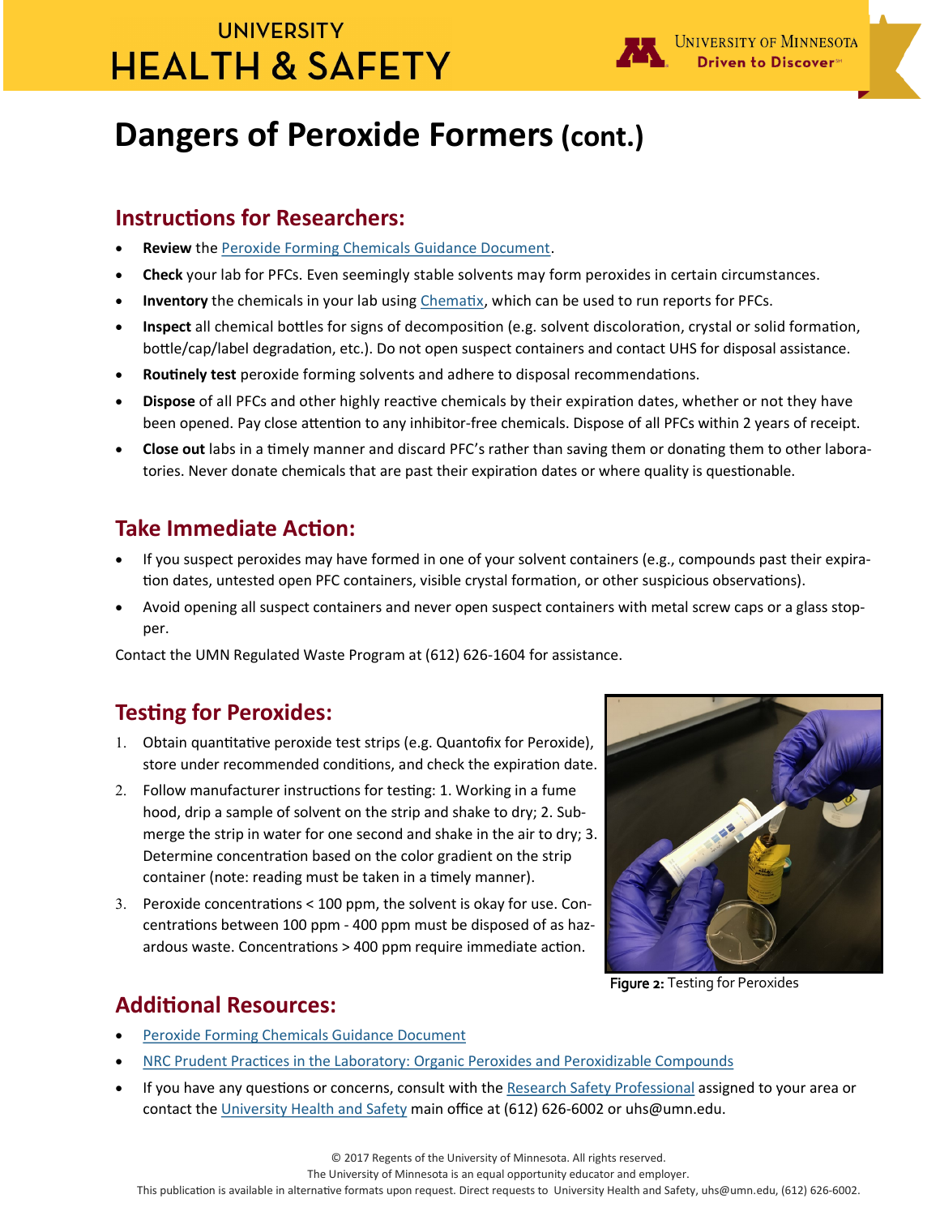# Dangers of Peroxide Formers (cont.)

## Instructions for Researchers:

- **Review** the Peroxide Forming Chemicals Guidance Document.
- **Check** your lab for PFCs. Even seemingly stable solvents may form peroxides in certain circumstances.
- **Inventory** the chemicals in your lab using Chematix, which can be used to run reports for PFCs.
- **Inspect** all chemical bottles for signs of decomposition (e.g. solvent discoloration, crystal or solid formation, bottle/cap/label degradation, etc.). Do not open suspect containers and contact UHS for disposal assistance.
- **Routinely test** peroxide forming solvents and adhere to disposal recommendations.
- **Dispose** of all PFCs and other highly reactive chemicals by their expiration dates, whether or not they have been opened. Pay close attention to any inhibitor-free chemicals. Dispose of all PFCs within 2 years of receipt.
- **Close out** labs in a timely manner and discard PFC's rather than saving them or donating them to other laboratories. Never donate chemicals that are past their expiration dates or where quality is questionable.

## Take Immediate Action:

- If you suspect peroxides may have formed in one of your solvent containers (e.g., compounds past their expiration dates, untested open PFC containers, visible crystal formation, or other suspicious observations).
- Avoid opening all suspect containers and never open suspect containers with metal screw caps or a glass stopper.

Contact the UMN Regulated Waste Program at (612) 626-1604 for assistance.

## Testing for Peroxides:

1. Obtain quantitative peroxide test strips (e.g. Quantofix for Peroxide), store under recommended conditions, and check the expiration date.
2. Follow manufacturer instructions for testing: 1. Working in a fume hood, drip a sample of solvent on the strip and shake to dry; 2. Submerge the strip in water for one second and shake in the air to dry; 3. Determine concentration based on the color gradient on the strip container (note: reading must be taken in a timely manner).
3. Peroxide concentrations < 100 ppm, the solvent is okay for use. Concentrations between 100 ppm - 400 ppm must be disposed of as hazardous waste. Concentrations > 400 ppm require immediate action.

**Figure 2:** Testing for Peroxides

## Additional Resources:

- Peroxide Forming Chemicals Guidance Document
- NRC Prudent Practices in the Laboratory: Organic Peroxides and Peroxidizable Compounds
- If you have any questions or concerns, consult with the Research Safety Professional assigned to your area or contact the University Health and Safety main office at (612) 626-6002 or uhs@umn.edu.

© 2017 Regents of the University of Minnesota. All rights reserved.
The University of Minnesota is an equal opportunity educator and employer.
This publication is available in alternative formats upon request. Direct requests to University Health and Safety, uhs@umn.edu, (612) 626-6002.